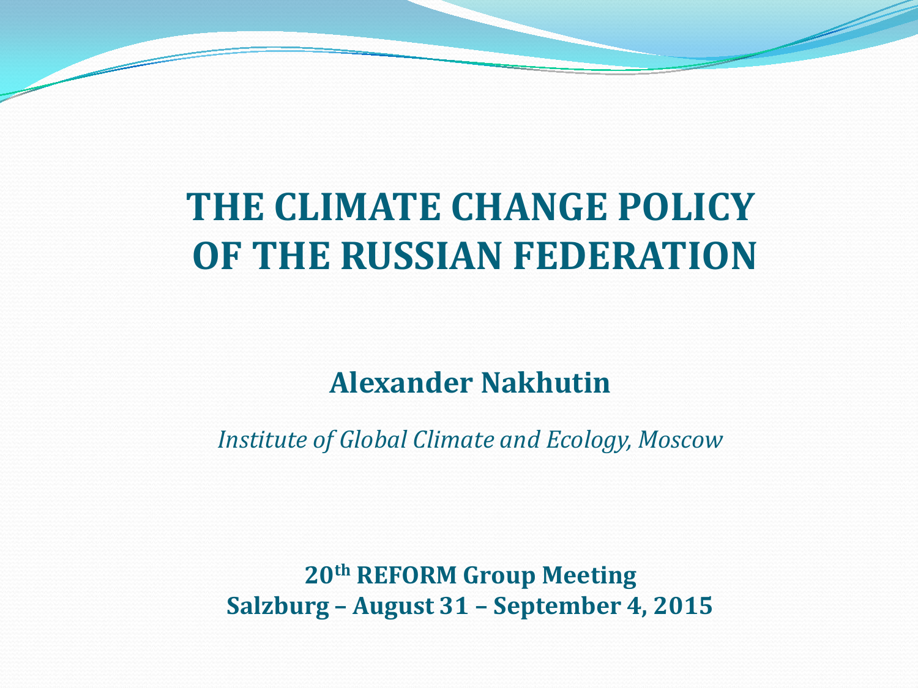# THE CLIMATE CHANGE POLICY OF THE RUSSIAN FEDERATION

**Alexander Nakhutin**

*Institute of Global Climate and Ecology, Moscow*

**20th REFORM Group Meeting**
**Salzburg – August 31 – September 4, 2015**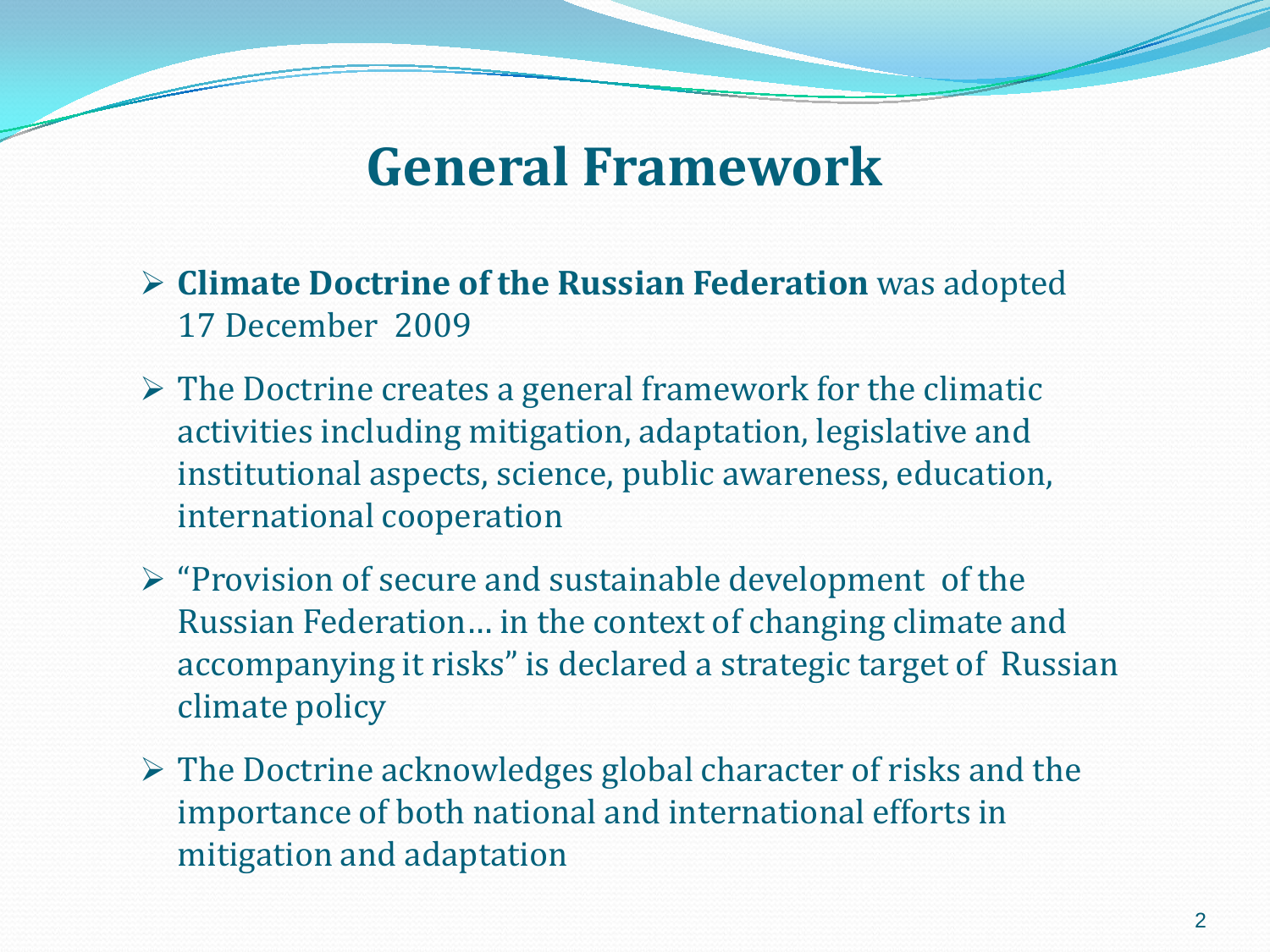# General Framework

- **Climate Doctrine of the Russian Federation** was adopted 17 December 2009
- The Doctrine creates a general framework for the climatic activities including mitigation, adaptation, legislative and institutional aspects, science, public awareness, education, international cooperation
- "Provision of secure and sustainable development of the Russian Federation… in the context of changing climate and accompanying it risks" is declared a strategic target of Russian climate policy
- The Doctrine acknowledges global character of risks and the importance of both national and international efforts in mitigation and adaptation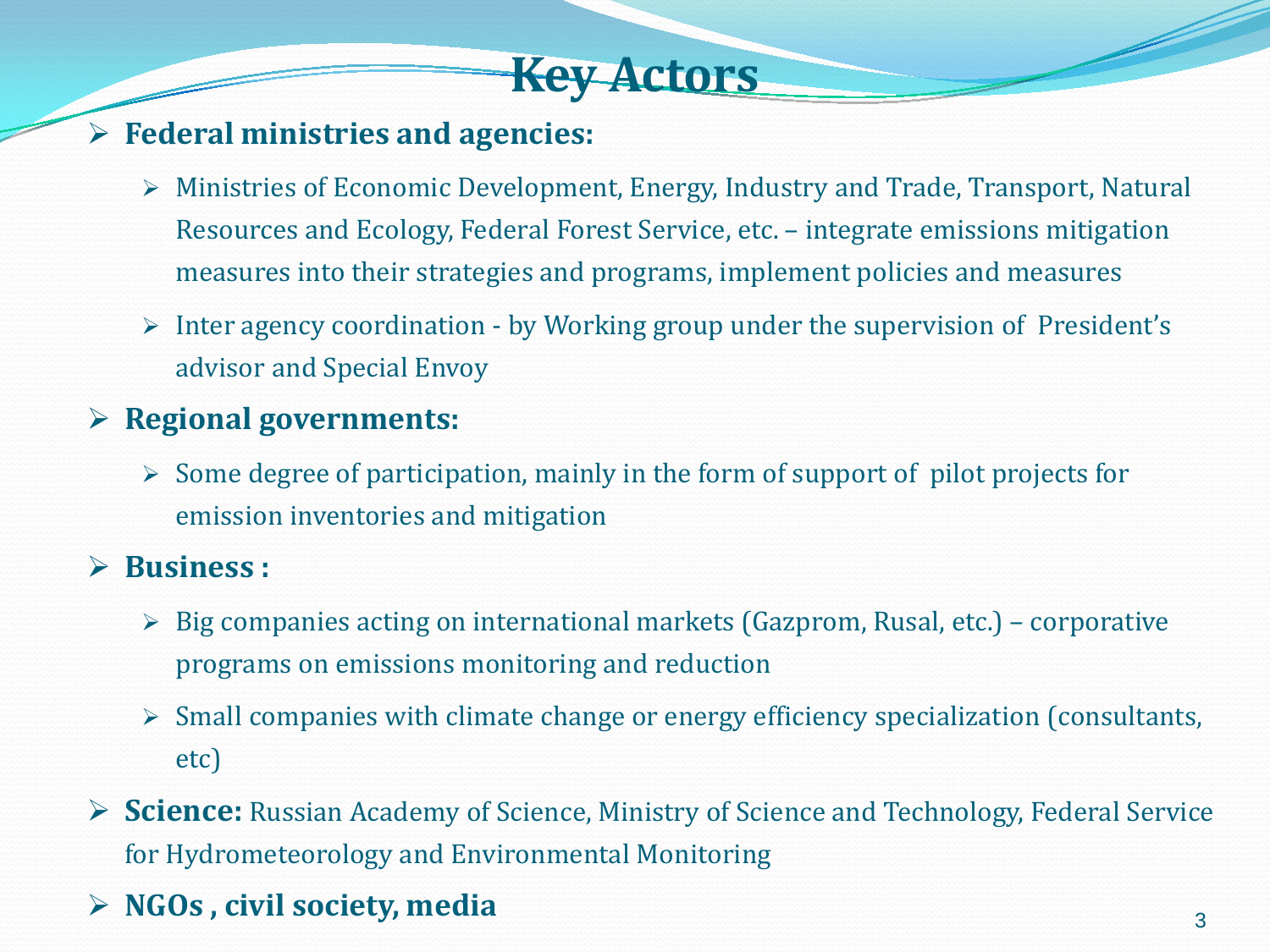# Key Actors

- **Federal ministries and agencies:**
  - Ministries of Economic Development, Energy, Industry and Trade, Transport, Natural Resources and Ecology, Federal Forest Service, etc. – integrate emissions mitigation measures into their strategies and programs, implement policies and measures
  - Inter agency coordination - by Working group under the supervision of President's advisor and Special Envoy
- **Regional governments:**
  - Some degree of participation, mainly in the form of support of pilot projects for emission inventories and mitigation
- **Business :**
  - Big companies acting on international markets (Gazprom, Rusal, etc.) – corporative programs on emissions monitoring and reduction
  - Small companies with climate change or energy efficiency specialization (consultants, etc)
- **Science:** Russian Academy of Science, Ministry of Science and Technology, Federal Service for Hydrometeorology and Environmental Monitoring
- **NGOs , civil society, media**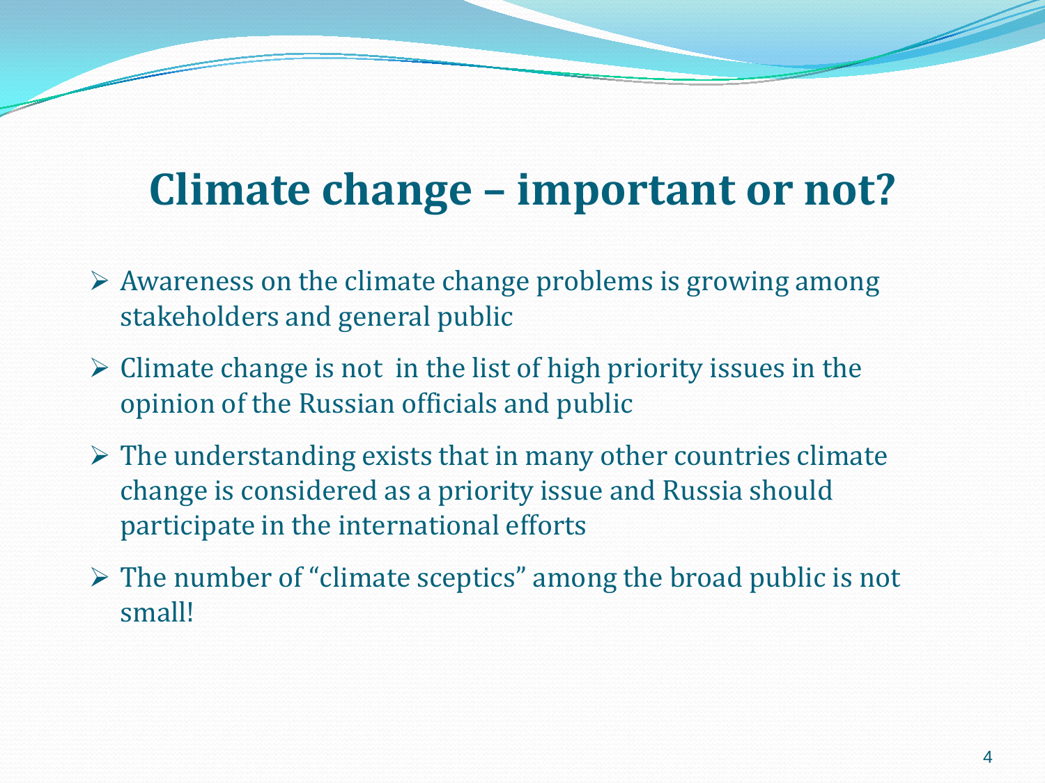# Climate change – important or not?

- Awareness on the climate change problems is growing among stakeholders and general public
- Climate change is not in the list of high priority issues in the opinion of the Russian officials and public
- The understanding exists that in many other countries climate change is considered as a priority issue and Russia should participate in the international efforts
- The number of "climate sceptics" among the broad public is not small!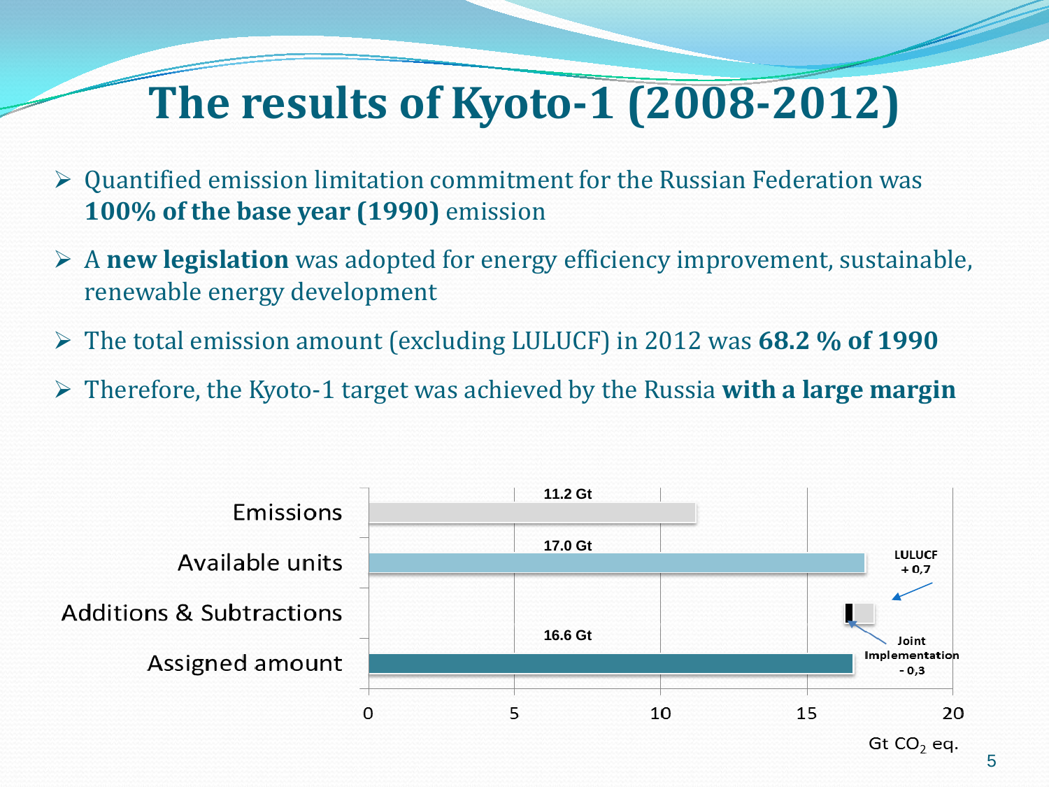# The results of Kyoto-1 (2008-2012)

- Quantified emission limitation commitment for the Russian Federation was **100% of the base year (1990)** emission
- A **new legislation** was adopted for energy efficiency improvement, sustainable, renewable energy development
- The total emission amount (excluding LULUCF) in 2012 was **68.2 % of 1990**
- Therefore, the Kyoto-1 target was achieved by the Russia **with a large margin**

| Category | Value (Gt $CO_2$ eq.) |
| --- | --- |
| Emissions | 11.2 Gt |
| Available units | 17.0 Gt |
| Additions & Subtractions | LULUCF + 0,7; Joint Implementation - 0,3 |
| Assigned amount | 16.6 Gt |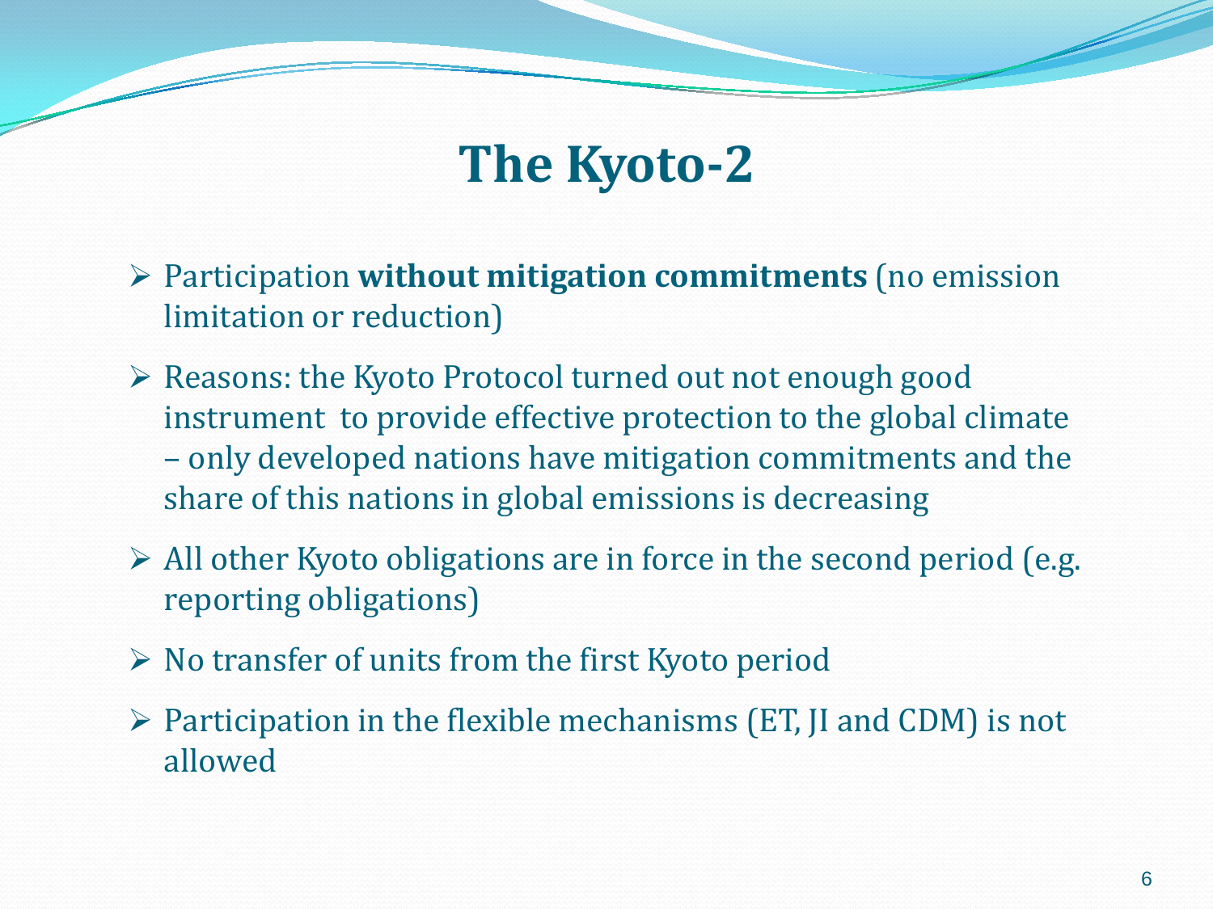# The Kyoto-2

- Participation **without mitigation commitments** (no emission limitation or reduction)
- Reasons: the Kyoto Protocol turned out not enough good instrument to provide effective protection to the global climate – only developed nations have mitigation commitments and the share of this nations in global emissions is decreasing
- All other Kyoto obligations are in force in the second period (e.g. reporting obligations)
- No transfer of units from the first Kyoto period
- Participation in the flexible mechanisms (ET, JI and CDM) is not allowed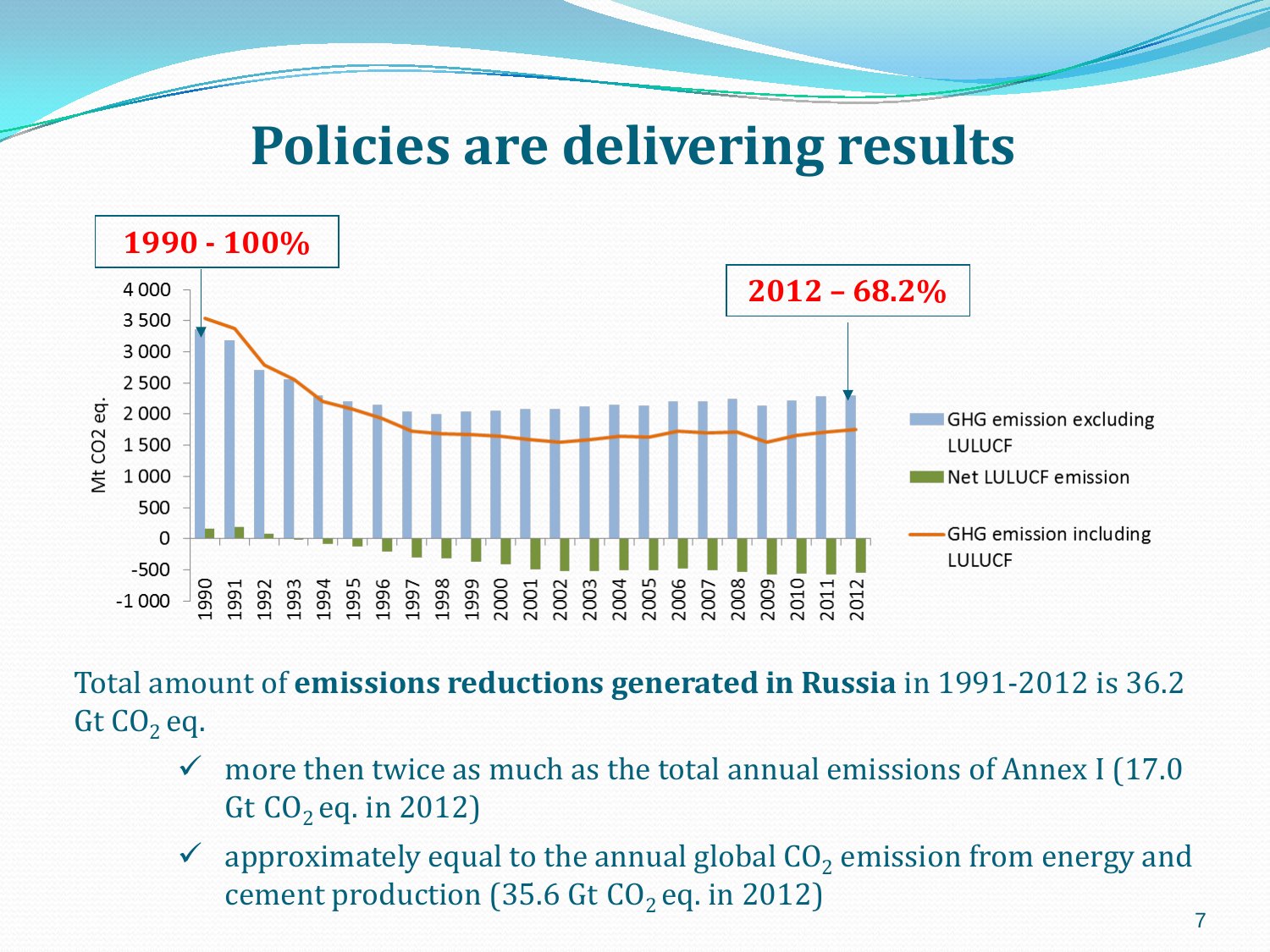# Policies are delivering results

**1990 - 100%**

**2012 – 68.2%**

Total amount of **emissions reductions generated in Russia** in 1991-2012 is 36.2 Gt $CO_2$ eq.

- ✓ more then twice as much as the total annual emissions of Annex I (17.0 Gt $CO_2$ eq. in 2012)
- ✓ approximately equal to the annual global $CO_2$ emission from energy and cement production (35.6 Gt $CO_2$ eq. in 2012)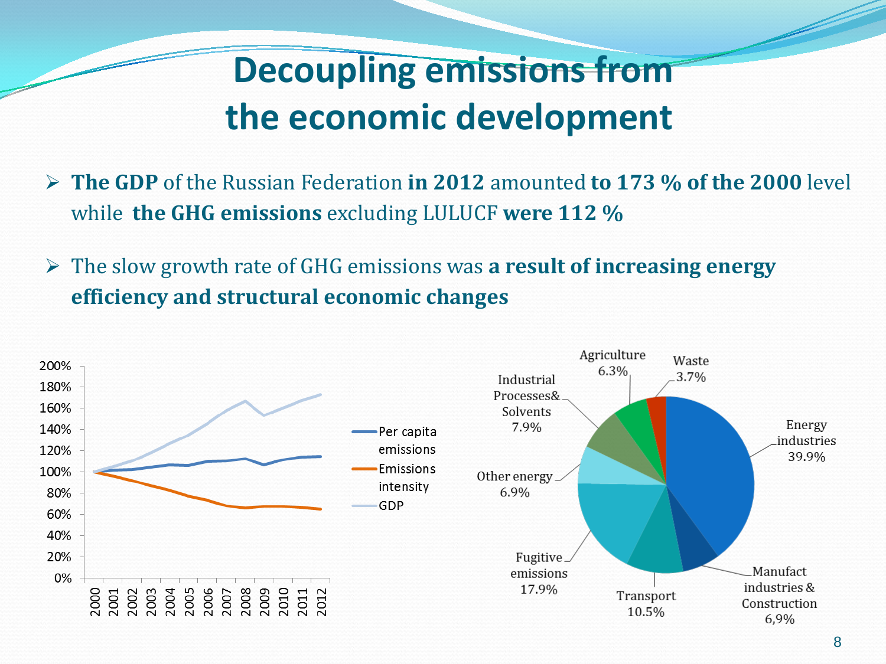# Decoupling emissions from the economic development

- **The GDP** of the Russian Federation **in 2012** amounted **to 173 % of the 2000** level while **the GHG emissions** excluding LULUCF **were 112 %**
- The slow growth rate of GHG emissions was **a result of increasing energy efficiency and structural economic changes**

200%
180%
160%
140%
120%
100%
80%
60%
40%
20%
0%

2000 2001 2002 2003 2004 2005 2006 2007 2008 2009 2010 2011 2012

Per capita emissions
Emissions intensity
GDP

Agriculture 6.3%
Waste 3.7%
Industrial Processes& Solvents 7.9%
Energy industries 39.9%
Other energy 6.9%
Fugitive emissions 17.9%
Transport 10.5%
Manufact industries & Construction 6,9%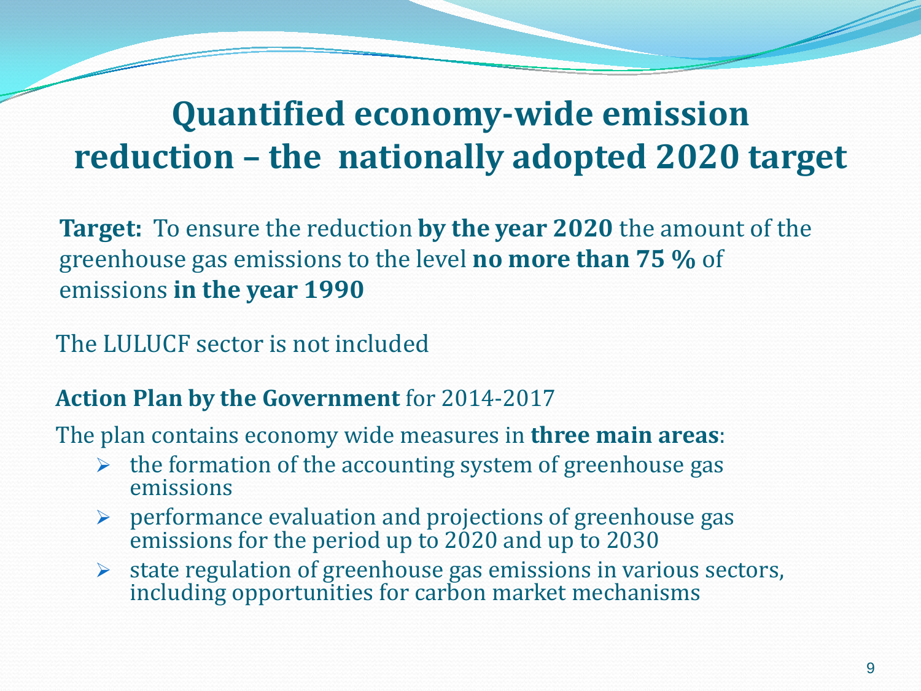# Quantified economy-wide emission reduction – the nationally adopted 2020 target

**Target:** To ensure the reduction **by the year 2020** the amount of the greenhouse gas emissions to the level **no more than 75 %** of emissions **in the year 1990**

The LULUCF sector is not included

**Action Plan by the Government** for 2014-2017

The plan contains economy wide measures in **three main areas**:

- the formation of the accounting system of greenhouse gas emissions
- performance evaluation and projections of greenhouse gas emissions for the period up to 2020 and up to 2030
- state regulation of greenhouse gas emissions in various sectors, including opportunities for carbon market mechanisms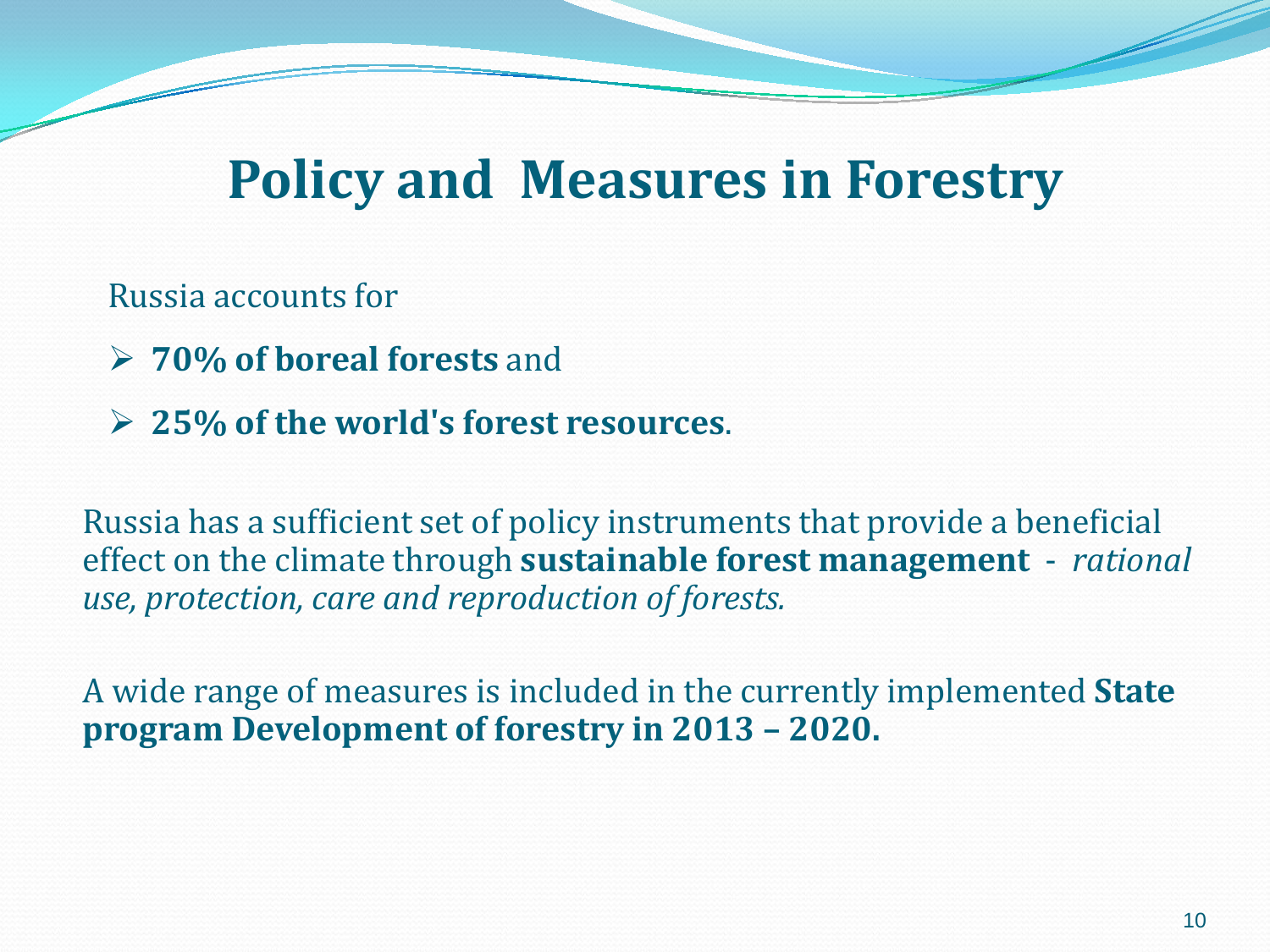# Policy and Measures in Forestry

Russia accounts for

- **70% of boreal forests** and
- **25% of the world's forest resources**.

Russia has a sufficient set of policy instruments that provide a beneficial effect on the climate through **sustainable forest management** - *rational use, protection, care and reproduction of forests.*

A wide range of measures is included in the currently implemented **State program Development of forestry in 2013 – 2020.**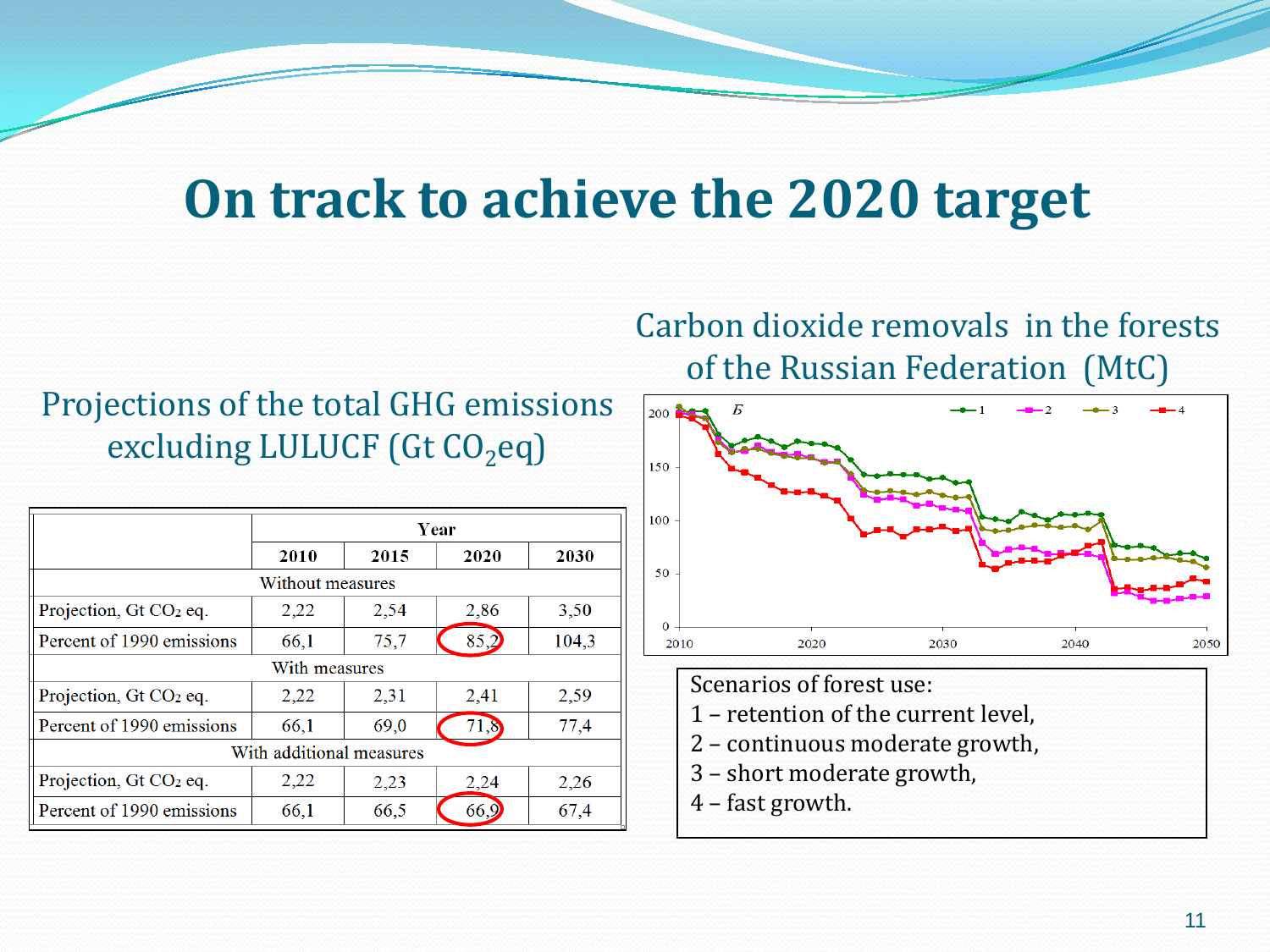# On track to achieve the 2020 target

## Projections of the total GHG emissions excluding LULUCF (Gt $CO_2$eq)

| | Year | | | |
|---|---|---|---|---|
| | **2010** | **2015** | **2020** | **2030** |
| Without measures | | | | |
| Projection, Gt $CO_2$ eq. | 2,22 | 2,54 | 2,86 | 3,50 |
| Percent of 1990 emissions | 66,1 | 75,7 | 85,2 | 104,3 |
| With measures | | | | |
| Projection, Gt $CO_2$ eq. | 2,22 | 2,31 | 2,41 | 2,59 |
| Percent of 1990 emissions | 66,1 | 69,0 | 71,8 | 77,4 |
| With additional measures | | | | |
| Projection, Gt $CO_2$ eq. | 2,22 | 2,23 | 2,24 | 2,26 |
| Percent of 1990 emissions | 66,1 | 66,5 | 66,9 | 67,4 |

## Carbon dioxide removals in the forests of the Russian Federation (MtC)

Scenarios of forest use:

1 – retention of the current level,
2 – continuous moderate growth,
3 – short moderate growth,
4 – fast growth.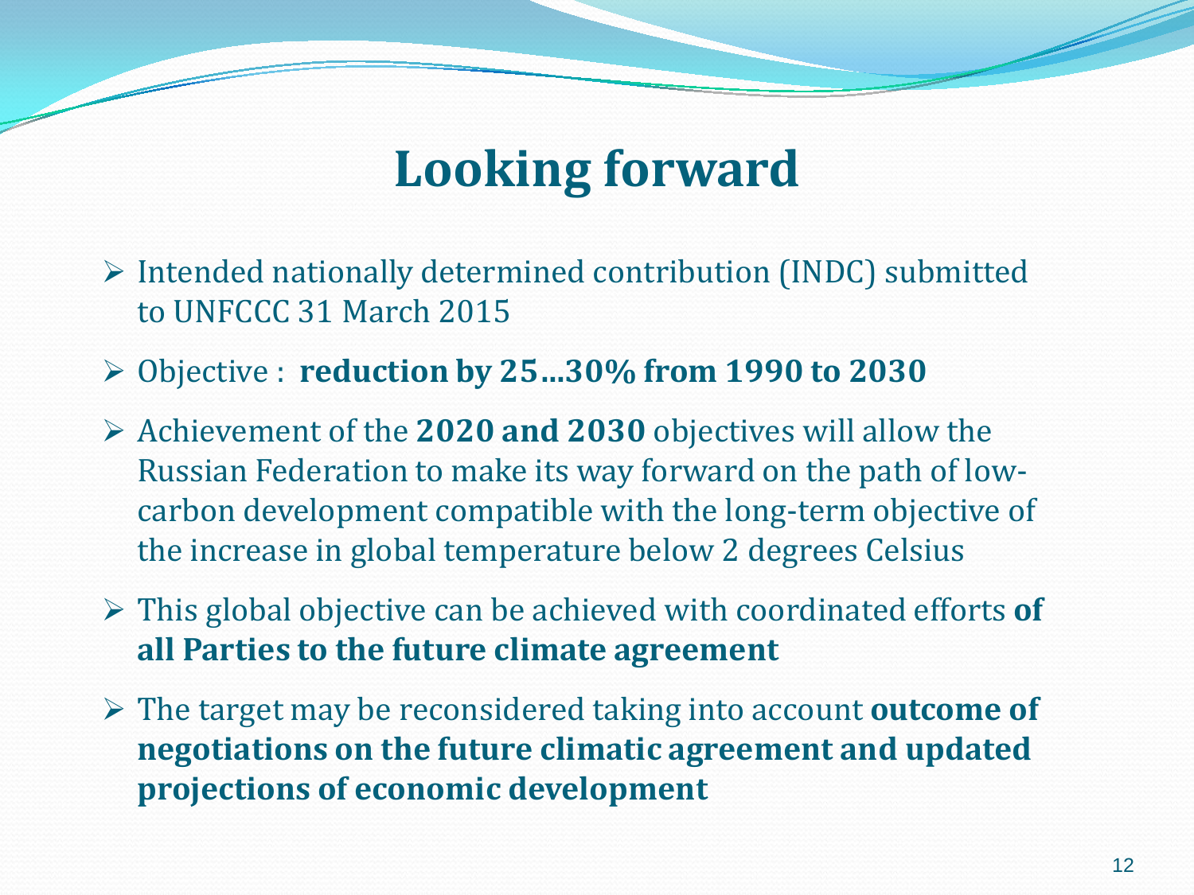# Looking forward

- Intended nationally determined contribution (INDC) submitted to UNFCCC 31 March 2015
- Objective : **reduction by 25…30% from 1990 to 2030**
- Achievement of the **2020 and 2030** objectives will allow the Russian Federation to make its way forward on the path of low-carbon development compatible with the long-term objective of the increase in global temperature below 2 degrees Celsius
- This global objective can be achieved with coordinated efforts **of all Parties to the future climate agreement**
- The target may be reconsidered taking into account **outcome of negotiations on the future climatic agreement and updated projections of economic development**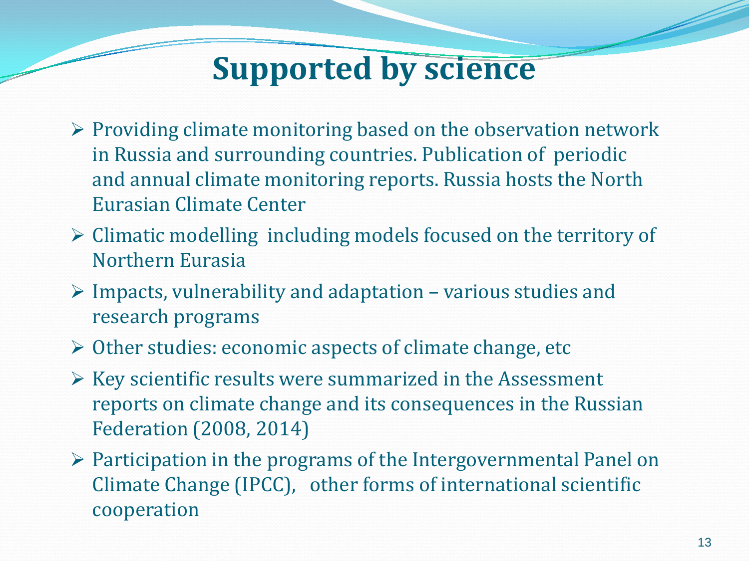# Supported by science

- Providing climate monitoring based on the observation network in Russia and surrounding countries. Publication of periodic and annual climate monitoring reports. Russia hosts the North Eurasian Climate Center
- Climatic modelling including models focused on the territory of Northern Eurasia
- Impacts, vulnerability and adaptation – various studies and research programs
- Other studies: economic aspects of climate change, etc
- Key scientific results were summarized in the Assessment reports on climate change and its consequences in the Russian Federation (2008, 2014)
- Participation in the programs of the Intergovernmental Panel on Climate Change (IPCC), other forms of international scientific cooperation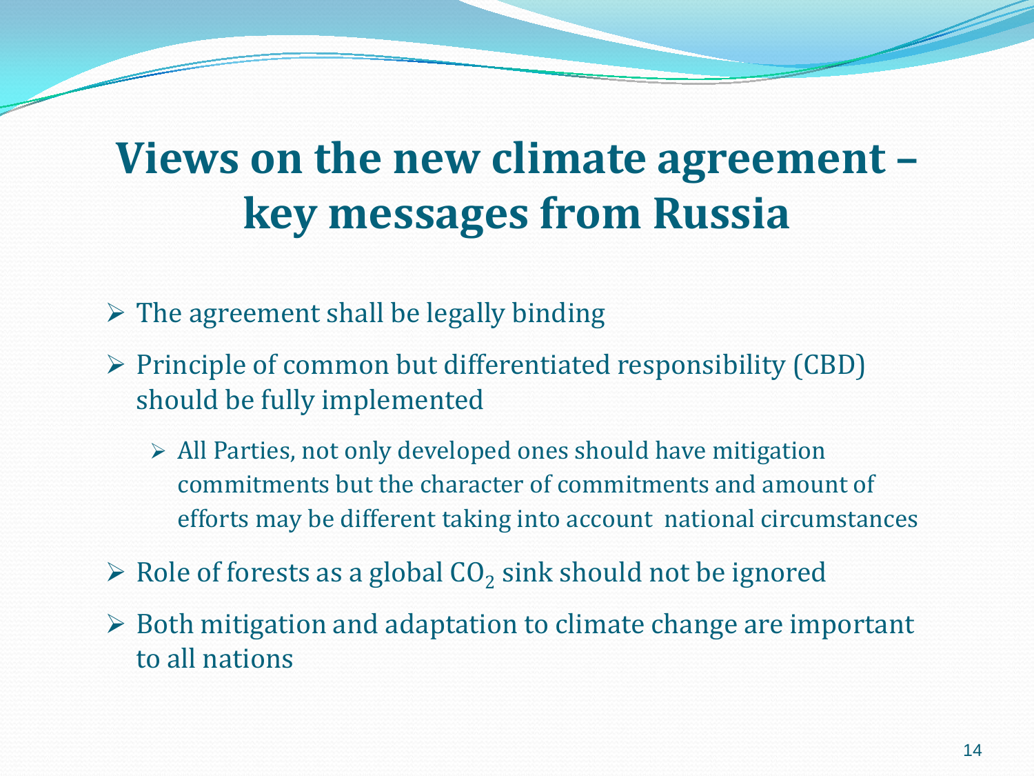# Views on the new climate agreement – key messages from Russia

- The agreement shall be legally binding
- Principle of common but differentiated responsibility (CBD) should be fully implemented
  - All Parties, not only developed ones should have mitigation commitments but the character of commitments and amount of efforts may be different taking into account national circumstances
- Role of forests as a global $CO_2$ sink should not be ignored
- Both mitigation and adaptation to climate change are important to all nations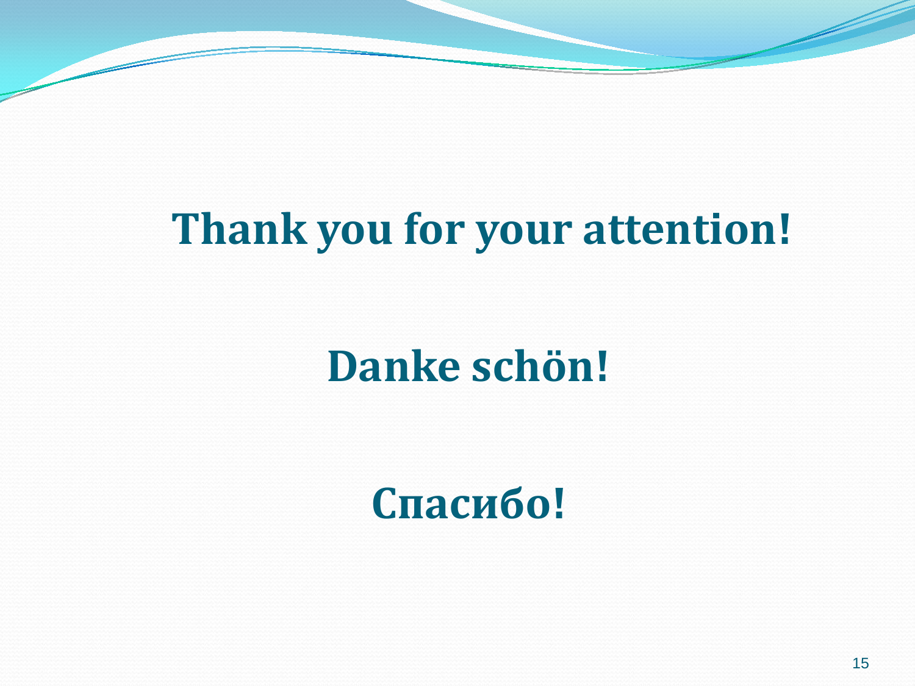**Thank you for your attention!**

**Danke schön!**

**Спасибо!**